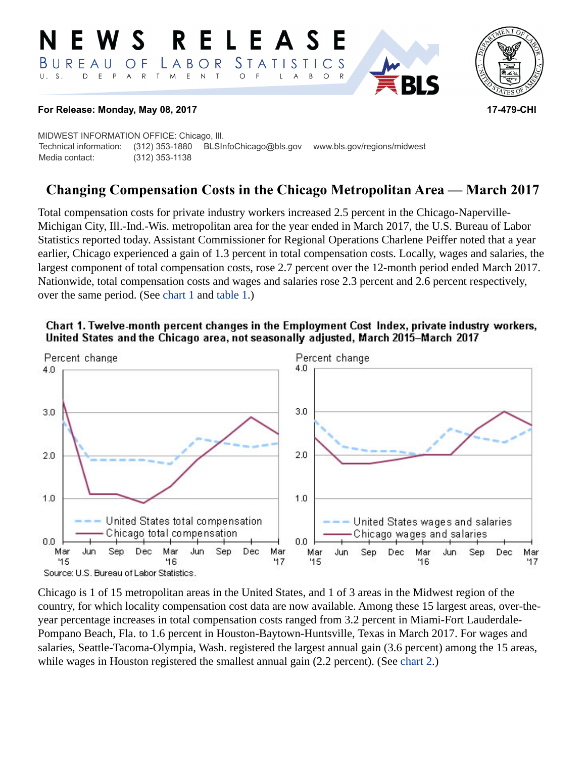**NEWS RELEASE**
**BUREAU OF LABOR STATISTICS**
U. S. DEPARTMENT OF LABOR

**For Release: Monday, May 08, 2017** **17-479-CHI**

MIDWEST INFORMATION OFFICE: Chicago, Ill.
Technical information: (312) 353-1880 BLSInfoChicago@bls.gov www.bls.gov/regions/midwest
Media contact: (312) 353-1138

# Changing Compensation Costs in the Chicago Metropolitan Area — March 2017

Total compensation costs for private industry workers increased 2.5 percent in the Chicago-Naperville-Michigan City, Ill.-Ind.-Wis. metropolitan area for the year ended in March 2017, the U.S. Bureau of Labor Statistics reported today. Assistant Commissioner for Regional Operations Charlene Peiffer noted that a year earlier, Chicago experienced a gain of 1.3 percent in total compensation costs. Locally, wages and salaries, the largest component of total compensation costs, rose 2.7 percent over the 12-month period ended March 2017. Nationwide, total compensation costs and wages and salaries rose 2.3 percent and 2.6 percent respectively, over the same period. (See chart 1 and table 1.)

**Chart 1. Twelve-month percent changes in the Employment Cost Index, private industry workers, United States and the Chicago area, not seasonally adjusted, March 2015–March 2017**

Source: U.S. Bureau of Labor Statistics.

Chicago is 1 of 15 metropolitan areas in the United States, and 1 of 3 areas in the Midwest region of the country, for which locality compensation cost data are now available. Among these 15 largest areas, over-the-year percentage increases in total compensation costs ranged from 3.2 percent in Miami-Fort Lauderdale-Pompano Beach, Fla. to 1.6 percent in Houston-Baytown-Huntsville, Texas in March 2017. For wages and salaries, Seattle-Tacoma-Olympia, Wash. registered the largest annual gain (3.6 percent) among the 15 areas, while wages in Houston registered the smallest annual gain (2.2 percent). (See chart 2.)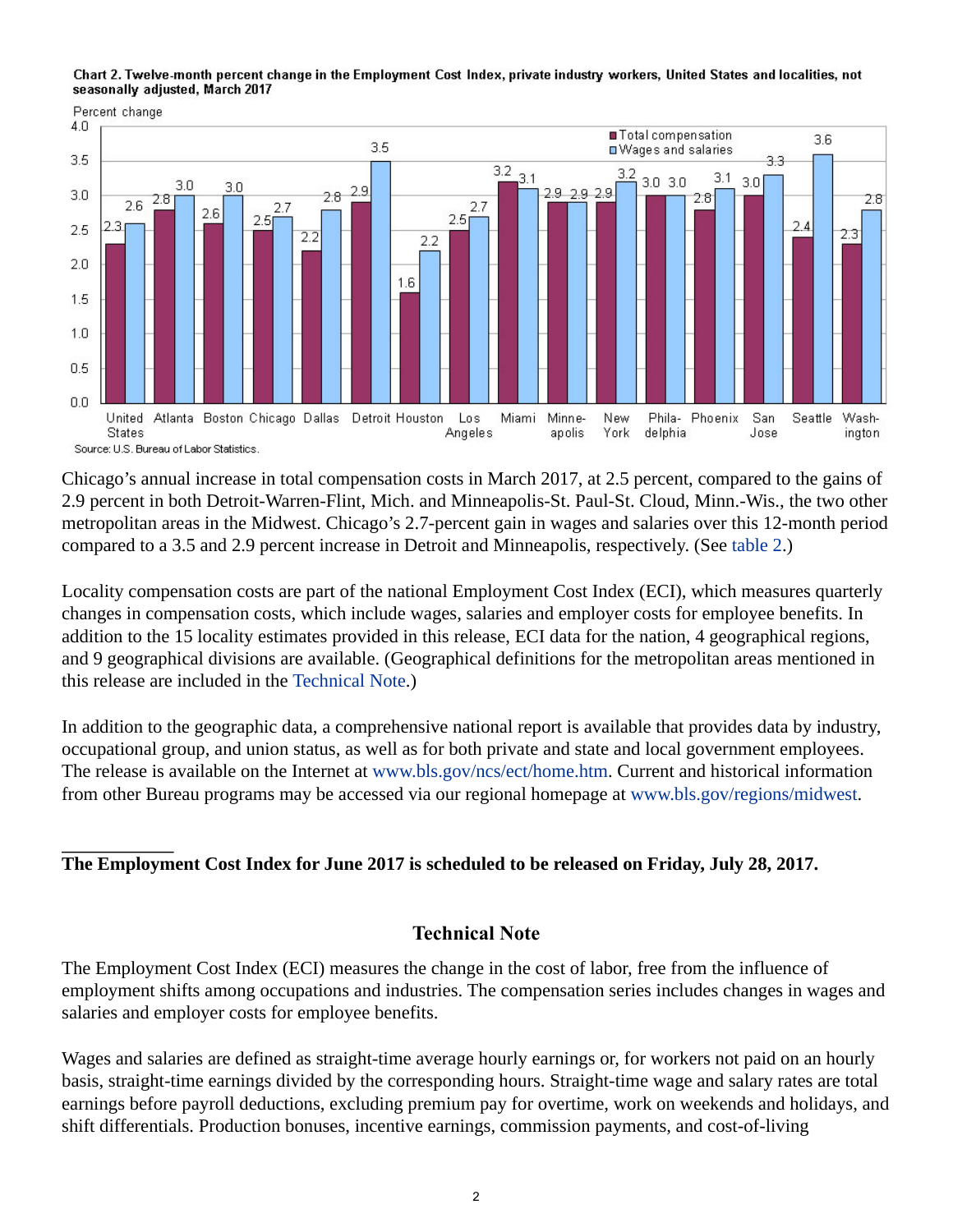**Chart 2. Twelve-month percent change in the Employment Cost Index, private industry workers, United States and localities, not seasonally adjusted, March 2017**

| Area | Total compensation (percent change) | Wages and salaries (percent change) |
| --- | --- | --- |
| United States | 2.3 | 2.6 |
| Atlanta | 2.8 | 3.0 |
| Boston | 2.6 | 3.0 |
| Chicago | 2.5 | 2.7 |
| Dallas | 2.2 | 2.8 |
| Detroit | 2.9 | 3.5 |
| Houston | 1.6 | 2.2 |
| Los Angeles | 2.5 | 2.7 |
| Miami | 3.2 | 3.1 |
| Minneapolis | 2.9 | 2.9 |
| New York | 2.9 | 3.2 |
| Philadelphia | 3.0 | 3.0 |
| Phoenix | 2.8 | 3.1 |
| San Jose | 3.0 | 3.3 |
| Seattle | 2.4 | 3.6 |
| Washington | 2.3 | 2.8 |

Source: U.S. Bureau of Labor Statistics.

Chicago's annual increase in total compensation costs in March 2017, at 2.5 percent, compared to the gains of 2.9 percent in both Detroit-Warren-Flint, Mich. and Minneapolis-St. Paul-St. Cloud, Minn.-Wis., the two other metropolitan areas in the Midwest. Chicago's 2.7-percent gain in wages and salaries over this 12-month period compared to a 3.5 and 2.9 percent increase in Detroit and Minneapolis, respectively. (See table 2.)

Locality compensation costs are part of the national Employment Cost Index (ECI), which measures quarterly changes in compensation costs, which include wages, salaries and employer costs for employee benefits. In addition to the 15 locality estimates provided in this release, ECI data for the nation, 4 geographical regions, and 9 geographical divisions are available. (Geographical definitions for the metropolitan areas mentioned in this release are included in the Technical Note.)

In addition to the geographic data, a comprehensive national report is available that provides data by industry, occupational group, and union status, as well as for both private and state and local government employees. The release is available on the Internet at www.bls.gov/ncs/ect/home.htm. Current and historical information from other Bureau programs may be accessed via our regional homepage at www.bls.gov/regions/midwest.

**The Employment Cost Index for June 2017 is scheduled to be released on Friday, July 28, 2017.**

## Technical Note

The Employment Cost Index (ECI) measures the change in the cost of labor, free from the influence of employment shifts among occupations and industries. The compensation series includes changes in wages and salaries and employer costs for employee benefits.

Wages and salaries are defined as straight-time average hourly earnings or, for workers not paid on an hourly basis, straight-time earnings divided by the corresponding hours. Straight-time wage and salary rates are total earnings before payroll deductions, excluding premium pay for overtime, work on weekends and holidays, and shift differentials. Production bonuses, incentive earnings, commission payments, and cost-of-living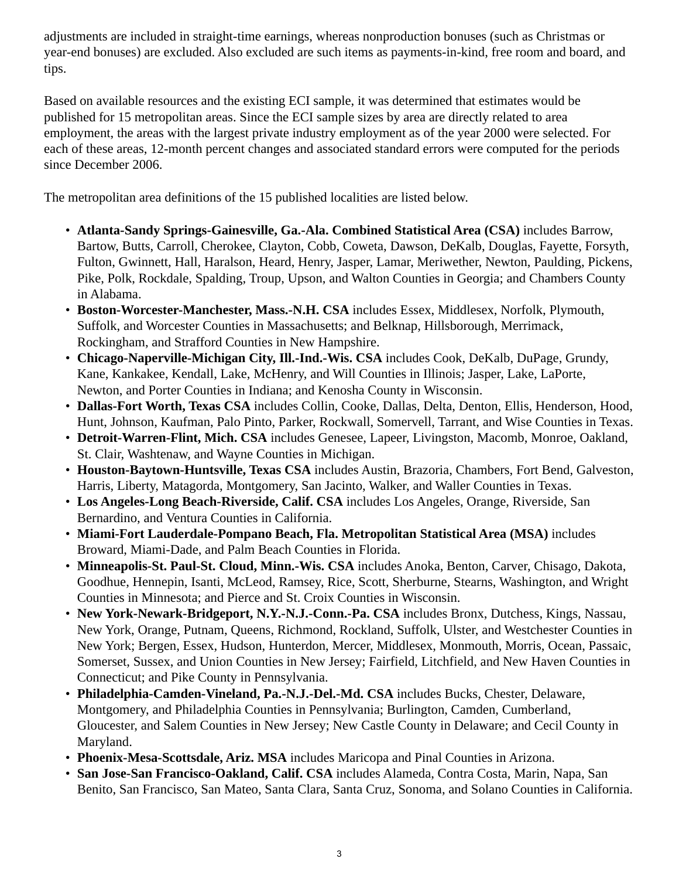adjustments are included in straight-time earnings, whereas nonproduction bonuses (such as Christmas or year-end bonuses) are excluded. Also excluded are such items as payments-in-kind, free room and board, and tips.

Based on available resources and the existing ECI sample, it was determined that estimates would be published for 15 metropolitan areas. Since the ECI sample sizes by area are directly related to area employment, the areas with the largest private industry employment as of the year 2000 were selected. For each of these areas, 12-month percent changes and associated standard errors were computed for the periods since December 2006.

The metropolitan area definitions of the 15 published localities are listed below.

- **Atlanta-Sandy Springs-Gainesville, Ga.-Ala. Combined Statistical Area (CSA)** includes Barrow, Bartow, Butts, Carroll, Cherokee, Clayton, Cobb, Coweta, Dawson, DeKalb, Douglas, Fayette, Forsyth, Fulton, Gwinnett, Hall, Haralson, Heard, Henry, Jasper, Lamar, Meriwether, Newton, Paulding, Pickens, Pike, Polk, Rockdale, Spalding, Troup, Upson, and Walton Counties in Georgia; and Chambers County in Alabama.
- **Boston-Worcester-Manchester, Mass.-N.H. CSA** includes Essex, Middlesex, Norfolk, Plymouth, Suffolk, and Worcester Counties in Massachusetts; and Belknap, Hillsborough, Merrimack, Rockingham, and Strafford Counties in New Hampshire.
- **Chicago-Naperville-Michigan City, Ill.-Ind.-Wis. CSA** includes Cook, DeKalb, DuPage, Grundy, Kane, Kankakee, Kendall, Lake, McHenry, and Will Counties in Illinois; Jasper, Lake, LaPorte, Newton, and Porter Counties in Indiana; and Kenosha County in Wisconsin.
- **Dallas-Fort Worth, Texas CSA** includes Collin, Cooke, Dallas, Delta, Denton, Ellis, Henderson, Hood, Hunt, Johnson, Kaufman, Palo Pinto, Parker, Rockwall, Somervell, Tarrant, and Wise Counties in Texas.
- **Detroit-Warren-Flint, Mich. CSA** includes Genesee, Lapeer, Livingston, Macomb, Monroe, Oakland, St. Clair, Washtenaw, and Wayne Counties in Michigan.
- **Houston-Baytown-Huntsville, Texas CSA** includes Austin, Brazoria, Chambers, Fort Bend, Galveston, Harris, Liberty, Matagorda, Montgomery, San Jacinto, Walker, and Waller Counties in Texas.
- **Los Angeles-Long Beach-Riverside, Calif. CSA** includes Los Angeles, Orange, Riverside, San Bernardino, and Ventura Counties in California.
- **Miami-Fort Lauderdale-Pompano Beach, Fla. Metropolitan Statistical Area (MSA)** includes Broward, Miami-Dade, and Palm Beach Counties in Florida.
- **Minneapolis-St. Paul-St. Cloud, Minn.-Wis. CSA** includes Anoka, Benton, Carver, Chisago, Dakota, Goodhue, Hennepin, Isanti, McLeod, Ramsey, Rice, Scott, Sherburne, Stearns, Washington, and Wright Counties in Minnesota; and Pierce and St. Croix Counties in Wisconsin.
- **New York-Newark-Bridgeport, N.Y.-N.J.-Conn.-Pa. CSA** includes Bronx, Dutchess, Kings, Nassau, New York, Orange, Putnam, Queens, Richmond, Rockland, Suffolk, Ulster, and Westchester Counties in New York; Bergen, Essex, Hudson, Hunterdon, Mercer, Middlesex, Monmouth, Morris, Ocean, Passaic, Somerset, Sussex, and Union Counties in New Jersey; Fairfield, Litchfield, and New Haven Counties in Connecticut; and Pike County in Pennsylvania.
- **Philadelphia-Camden-Vineland, Pa.-N.J.-Del.-Md. CSA** includes Bucks, Chester, Delaware, Montgomery, and Philadelphia Counties in Pennsylvania; Burlington, Camden, Cumberland, Gloucester, and Salem Counties in New Jersey; New Castle County in Delaware; and Cecil County in Maryland.
- **Phoenix-Mesa-Scottsdale, Ariz. MSA** includes Maricopa and Pinal Counties in Arizona.
- **San Jose-San Francisco-Oakland, Calif. CSA** includes Alameda, Contra Costa, Marin, Napa, San Benito, San Francisco, San Mateo, Santa Clara, Santa Cruz, Sonoma, and Solano Counties in California.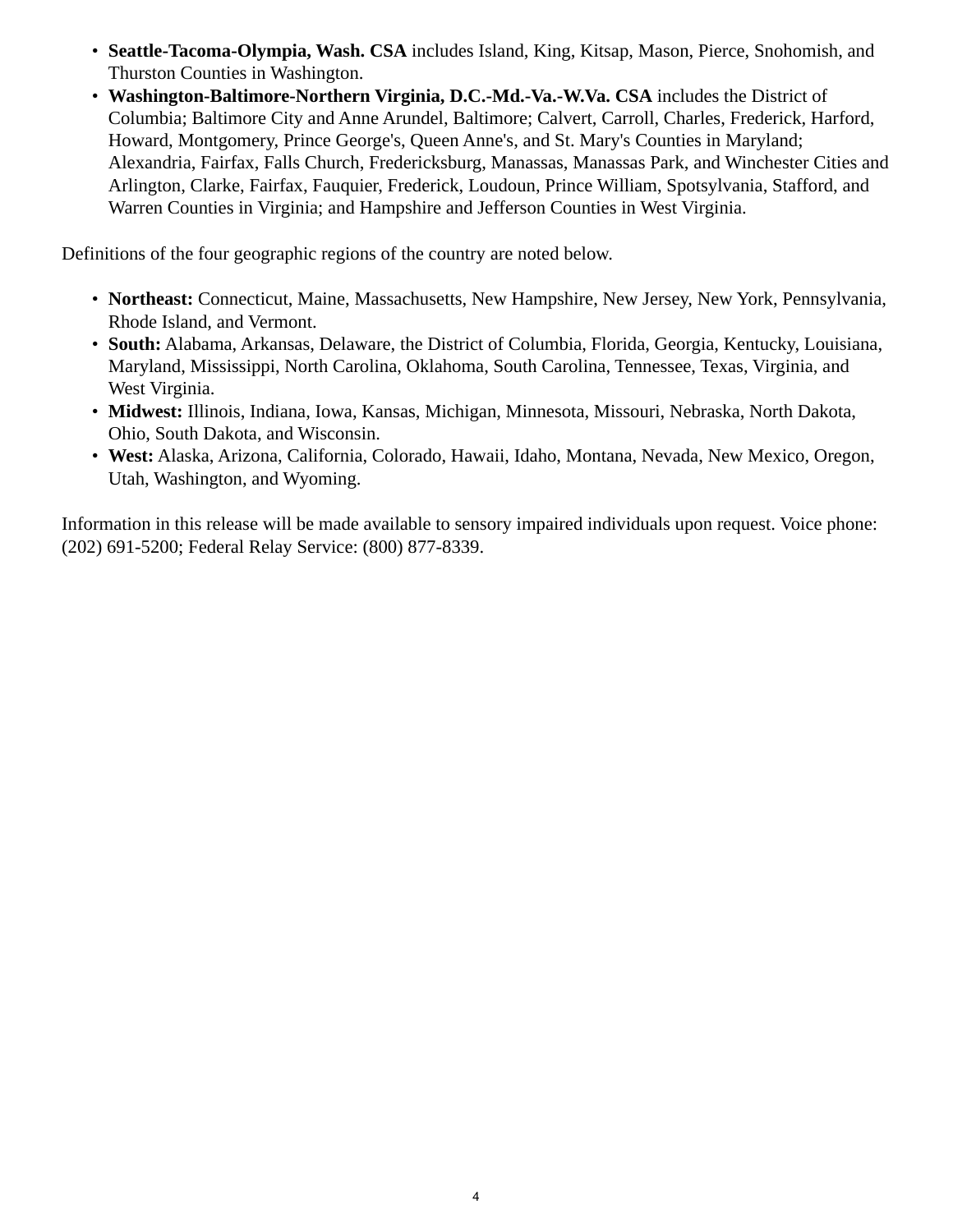- **Seattle-Tacoma-Olympia, Wash. CSA** includes Island, King, Kitsap, Mason, Pierce, Snohomish, and Thurston Counties in Washington.
- **Washington-Baltimore-Northern Virginia, D.C.-Md.-Va.-W.Va. CSA** includes the District of Columbia; Baltimore City and Anne Arundel, Baltimore; Calvert, Carroll, Charles, Frederick, Harford, Howard, Montgomery, Prince George's, Queen Anne's, and St. Mary's Counties in Maryland; Alexandria, Fairfax, Falls Church, Fredericksburg, Manassas, Manassas Park, and Winchester Cities and Arlington, Clarke, Fairfax, Fauquier, Frederick, Loudoun, Prince William, Spotsylvania, Stafford, and Warren Counties in Virginia; and Hampshire and Jefferson Counties in West Virginia.

Definitions of the four geographic regions of the country are noted below.

- **Northeast:** Connecticut, Maine, Massachusetts, New Hampshire, New Jersey, New York, Pennsylvania, Rhode Island, and Vermont.
- **South:** Alabama, Arkansas, Delaware, the District of Columbia, Florida, Georgia, Kentucky, Louisiana, Maryland, Mississippi, North Carolina, Oklahoma, South Carolina, Tennessee, Texas, Virginia, and West Virginia.
- **Midwest:** Illinois, Indiana, Iowa, Kansas, Michigan, Minnesota, Missouri, Nebraska, North Dakota, Ohio, South Dakota, and Wisconsin.
- **West:** Alaska, Arizona, California, Colorado, Hawaii, Idaho, Montana, Nevada, New Mexico, Oregon, Utah, Washington, and Wyoming.

Information in this release will be made available to sensory impaired individuals upon request. Voice phone: (202) 691-5200; Federal Relay Service: (800) 877-8339.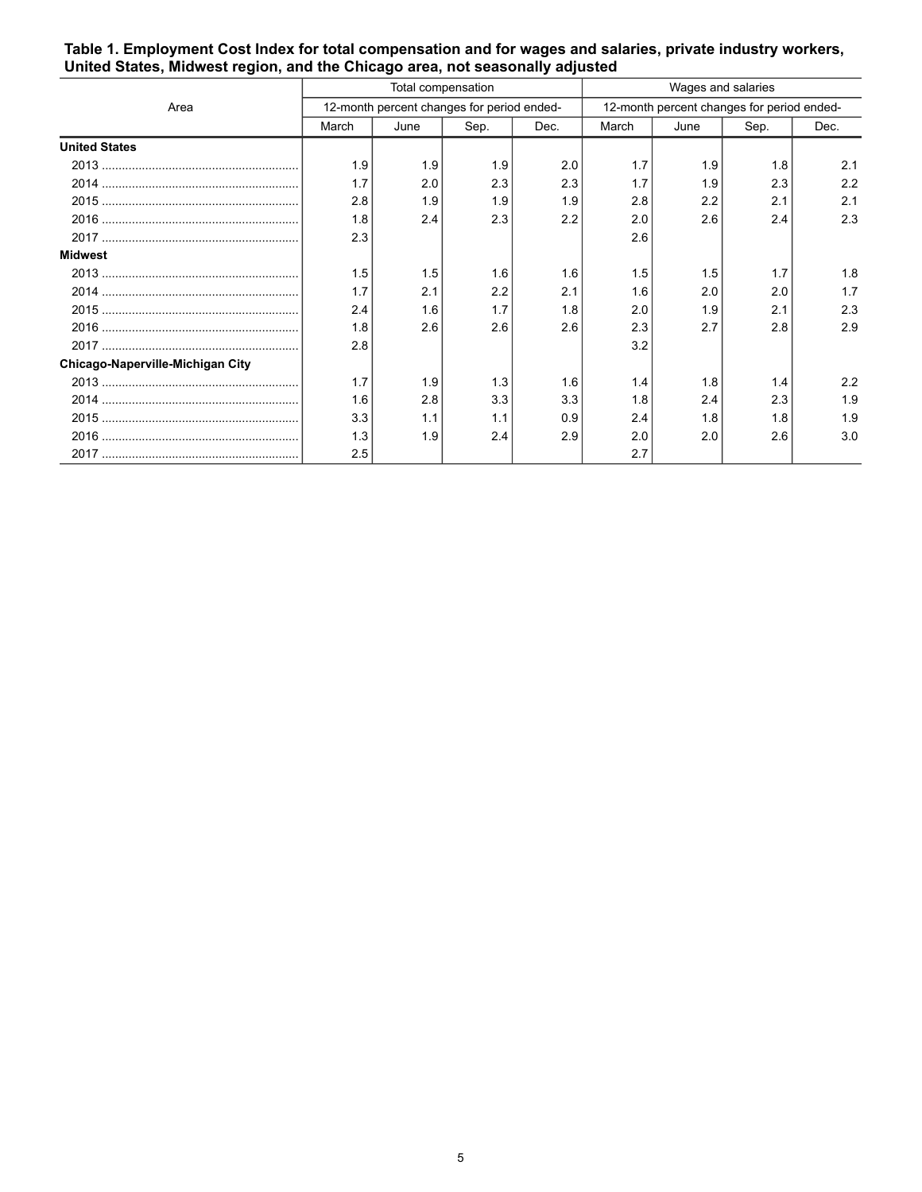**Table 1. Employment Cost Index for total compensation and for wages and salaries, private industry workers, United States, Midwest region, and the Chicago area, not seasonally adjusted**

| Area | Total compensation | | | | Wages and salaries | | | |
|---|---|---|---|---|---|---|---|---|
| | 12-month percent changes for period ended- | | | | 12-month percent changes for period ended- | | | |
| | March | June | Sep. | Dec. | March | June | Sep. | Dec. |
| **United States** | | | | | | | | |
| 2013 | 1.9 | 1.9 | 1.9 | 2.0 | 1.7 | 1.9 | 1.8 | 2.1 |
| 2014 | 1.7 | 2.0 | 2.3 | 2.3 | 1.7 | 1.9 | 2.3 | 2.2 |
| 2015 | 2.8 | 1.9 | 1.9 | 1.9 | 2.8 | 2.2 | 2.1 | 2.1 |
| 2016 | 1.8 | 2.4 | 2.3 | 2.2 | 2.0 | 2.6 | 2.4 | 2.3 |
| 2017 | 2.3 | | | | 2.6 | | | |
| **Midwest** | | | | | | | | |
| 2013 | 1.5 | 1.5 | 1.6 | 1.6 | 1.5 | 1.5 | 1.7 | 1.8 |
| 2014 | 1.7 | 2.1 | 2.2 | 2.1 | 1.6 | 2.0 | 2.0 | 1.7 |
| 2015 | 2.4 | 1.6 | 1.7 | 1.8 | 2.0 | 1.9 | 2.1 | 2.3 |
| 2016 | 1.8 | 2.6 | 2.6 | 2.6 | 2.3 | 2.7 | 2.8 | 2.9 |
| 2017 | 2.8 | | | | 3.2 | | | |
| **Chicago-Naperville-Michigan City** | | | | | | | | |
| 2013 | 1.7 | 1.9 | 1.3 | 1.6 | 1.4 | 1.8 | 1.4 | 2.2 |
| 2014 | 1.6 | 2.8 | 3.3 | 3.3 | 1.8 | 2.4 | 2.3 | 1.9 |
| 2015 | 3.3 | 1.1 | 1.1 | 0.9 | 2.4 | 1.8 | 1.8 | 1.9 |
| 2016 | 1.3 | 1.9 | 2.4 | 2.9 | 2.0 | 2.0 | 2.6 | 3.0 |
| 2017 | 2.5 | | | | 2.7 | | | |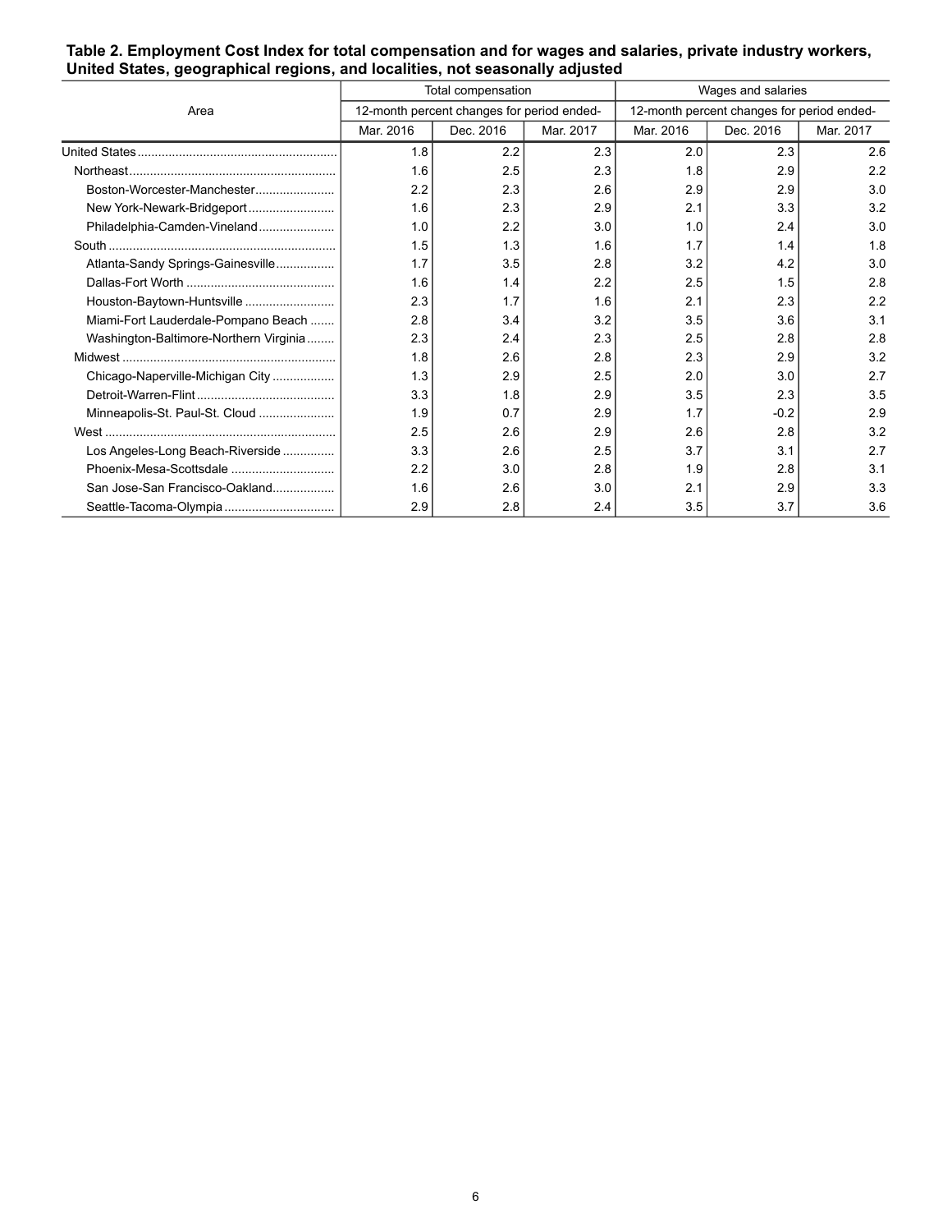**Table 2. Employment Cost Index for total compensation and for wages and salaries, private industry workers, United States, geographical regions, and localities, not seasonally adjusted**

| Area | Total compensation | | | Wages and salaries | | |
|---|---|---|---|---|---|---|
| | 12-month percent changes for period ended- | | | 12-month percent changes for period ended- | | |
| | Mar. 2016 | Dec. 2016 | Mar. 2017 | Mar. 2016 | Dec. 2016 | Mar. 2017 |
| United States | 1.8 | 2.2 | 2.3 | 2.0 | 2.3 | 2.6 |
| Northeast | 1.6 | 2.5 | 2.3 | 1.8 | 2.9 | 2.2 |
| Boston-Worcester-Manchester | 2.2 | 2.3 | 2.6 | 2.9 | 2.9 | 3.0 |
| New York-Newark-Bridgeport | 1.6 | 2.3 | 2.9 | 2.1 | 3.3 | 3.2 |
| Philadelphia-Camden-Vineland | 1.0 | 2.2 | 3.0 | 1.0 | 2.4 | 3.0 |
| South | 1.5 | 1.3 | 1.6 | 1.7 | 1.4 | 1.8 |
| Atlanta-Sandy Springs-Gainesville | 1.7 | 3.5 | 2.8 | 3.2 | 4.2 | 3.0 |
| Dallas-Fort Worth | 1.6 | 1.4 | 2.2 | 2.5 | 1.5 | 2.8 |
| Houston-Baytown-Huntsville | 2.3 | 1.7 | 1.6 | 2.1 | 2.3 | 2.2 |
| Miami-Fort Lauderdale-Pompano Beach | 2.8 | 3.4 | 3.2 | 3.5 | 3.6 | 3.1 |
| Washington-Baltimore-Northern Virginia | 2.3 | 2.4 | 2.3 | 2.5 | 2.8 | 2.8 |
| Midwest | 1.8 | 2.6 | 2.8 | 2.3 | 2.9 | 3.2 |
| Chicago-Naperville-Michigan City | 1.3 | 2.9 | 2.5 | 2.0 | 3.0 | 2.7 |
| Detroit-Warren-Flint | 3.3 | 1.8 | 2.9 | 3.5 | 2.3 | 3.5 |
| Minneapolis-St. Paul-St. Cloud | 1.9 | 0.7 | 2.9 | 1.7 | -0.2 | 2.9 |
| West | 2.5 | 2.6 | 2.9 | 2.6 | 2.8 | 3.2 |
| Los Angeles-Long Beach-Riverside | 3.3 | 2.6 | 2.5 | 3.7 | 3.1 | 2.7 |
| Phoenix-Mesa-Scottsdale | 2.2 | 3.0 | 2.8 | 1.9 | 2.8 | 3.1 |
| San Jose-San Francisco-Oakland | 1.6 | 2.6 | 3.0 | 2.1 | 2.9 | 3.3 |
| Seattle-Tacoma-Olympia | 2.9 | 2.8 | 2.4 | 3.5 | 3.7 | 3.6 |